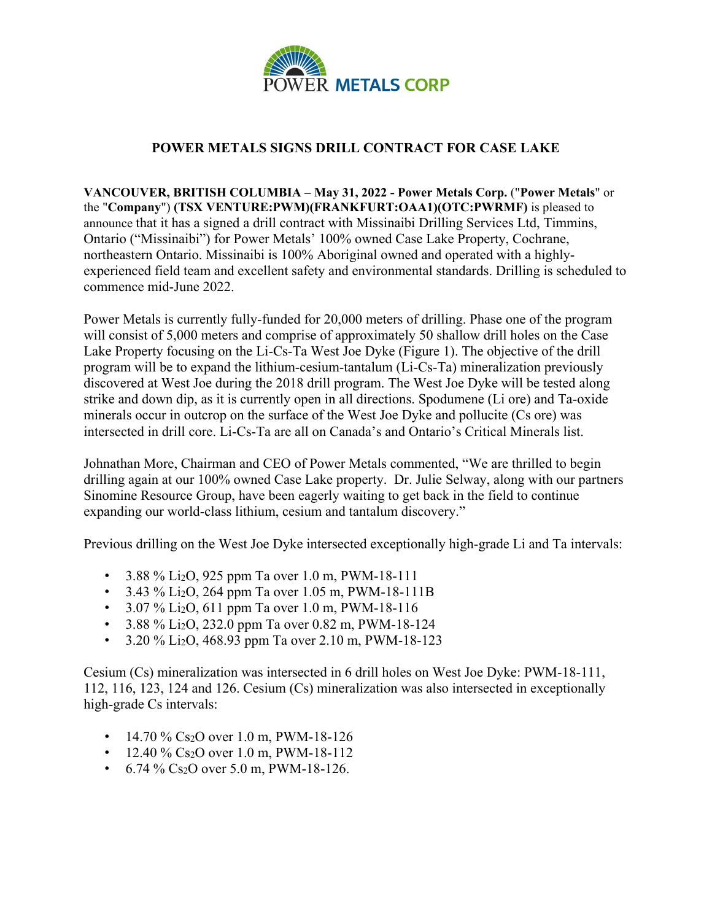POWER METALS CORP

# POWER METALS SIGNS DRILL CONTRACT FOR CASE LAKE

**VANCOUVER, BRITISH COLUMBIA – May 31, 2022 - Power Metals Corp.** ("**Power Metals**" or the "**Company**") **(TSX VENTURE:PWM)(FRANKFURT:OAA1)(OTC:PWRMF)** is pleased to announce that it has a signed a drill contract with Missinaibi Drilling Services Ltd, Timmins, Ontario ("Missinaibi") for Power Metals' 100% owned Case Lake Property, Cochrane, northeastern Ontario. Missinaibi is 100% Aboriginal owned and operated with a highly-experienced field team and excellent safety and environmental standards. Drilling is scheduled to commence mid-June 2022.

Power Metals is currently fully-funded for 20,000 meters of drilling. Phase one of the program will consist of 5,000 meters and comprise of approximately 50 shallow drill holes on the Case Lake Property focusing on the Li-Cs-Ta West Joe Dyke (Figure 1). The objective of the drill program will be to expand the lithium-cesium-tantalum (Li-Cs-Ta) mineralization previously discovered at West Joe during the 2018 drill program. The West Joe Dyke will be tested along strike and down dip, as it is currently open in all directions. Spodumene (Li ore) and Ta-oxide minerals occur in outcrop on the surface of the West Joe Dyke and pollucite (Cs ore) was intersected in drill core. Li-Cs-Ta are all on Canada's and Ontario's Critical Minerals list.

Johnathan More, Chairman and CEO of Power Metals commented, "We are thrilled to begin drilling again at our 100% owned Case Lake property. Dr. Julie Selway, along with our partners Sinomine Resource Group, have been eagerly waiting to get back in the field to continue expanding our world-class lithium, cesium and tantalum discovery."

Previous drilling on the West Joe Dyke intersected exceptionally high-grade Li and Ta intervals:

- 3.88 % $Li_2O$, 925 ppm Ta over 1.0 m, PWM-18-111
- 3.43 % $Li_2O$, 264 ppm Ta over 1.05 m, PWM-18-111B
- 3.07 % $Li_2O$, 611 ppm Ta over 1.0 m, PWM-18-116
- 3.88 % $Li_2O$, 232.0 ppm Ta over 0.82 m, PWM-18-124
- 3.20 % $Li_2O$, 468.93 ppm Ta over 2.10 m, PWM-18-123

Cesium (Cs) mineralization was intersected in 6 drill holes on West Joe Dyke: PWM-18-111, 112, 116, 123, 124 and 126. Cesium (Cs) mineralization was also intersected in exceptionally high-grade Cs intervals:

- 14.70 % $Cs_2O$ over 1.0 m, PWM-18-126
- 12.40 % $Cs_2O$ over 1.0 m, PWM-18-112
- 6.74 % $Cs_2O$ over 5.0 m, PWM-18-126.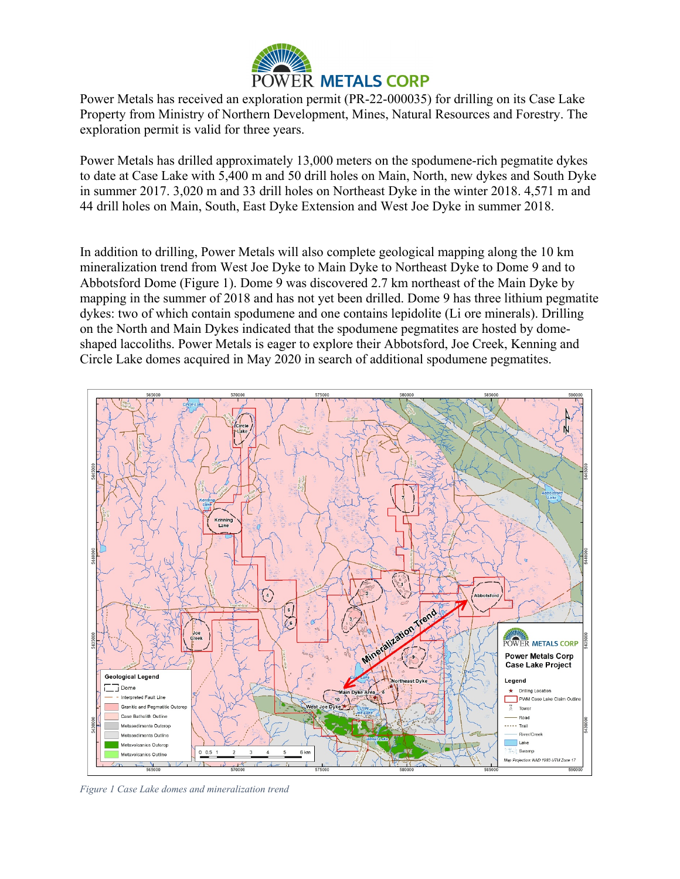Power Metals has received an exploration permit (PR-22-000035) for drilling on its Case Lake Property from Ministry of Northern Development, Mines, Natural Resources and Forestry. The exploration permit is valid for three years.

Power Metals has drilled approximately 13,000 meters on the spodumene-rich pegmatite dykes to date at Case Lake with 5,400 m and 50 drill holes on Main, North, new dykes and South Dyke in summer 2017. 3,020 m and 33 drill holes on Northeast Dyke in the winter 2018. 4,571 m and 44 drill holes on Main, South, East Dyke Extension and West Joe Dyke in summer 2018.

In addition to drilling, Power Metals will also complete geological mapping along the 10 km mineralization trend from West Joe Dyke to Main Dyke to Northeast Dyke to Dome 9 and to Abbotsford Dome (Figure 1). Dome 9 was discovered 2.7 km northeast of the Main Dyke by mapping in the summer of 2018 and has not yet been drilled. Dome 9 has three lithium pegmatite dykes: two of which contain spodumene and one contains lepidolite (Li ore minerals). Drilling on the North and Main Dykes indicated that the spodumene pegmatites are hosted by dome-shaped laccoliths. Power Metals is eager to explore their Abbotsford, Joe Creek, Kenning and Circle Lake domes acquired in May 2020 in search of additional spodumene pegmatites.

*Figure 1 Case Lake domes and mineralization trend*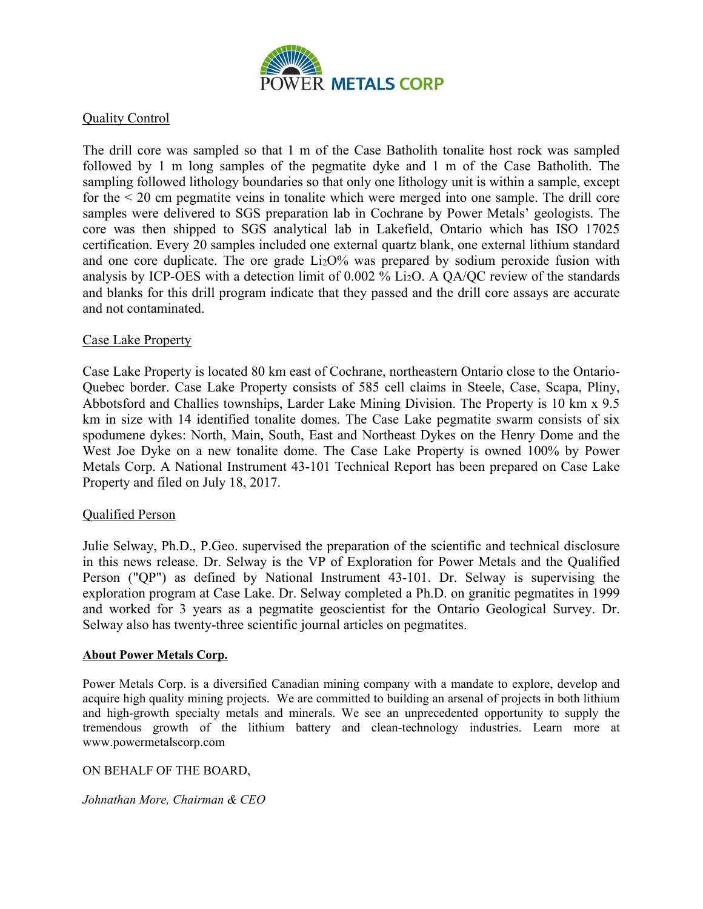## Quality Control

The drill core was sampled so that 1 m of the Case Batholith tonalite host rock was sampled followed by 1 m long samples of the pegmatite dyke and 1 m of the Case Batholith. The sampling followed lithology boundaries so that only one lithology unit is within a sample, except for the < 20 cm pegmatite veins in tonalite which were merged into one sample. The drill core samples were delivered to SGS preparation lab in Cochrane by Power Metals' geologists. The core was then shipped to SGS analytical lab in Lakefield, Ontario which has ISO 17025 certification. Every 20 samples included one external quartz blank, one external lithium standard and one core duplicate. The ore grade $Li_2O$% was prepared by sodium peroxide fusion with analysis by ICP-OES with a detection limit of 0.002 % $Li_2O$. A QA/QC review of the standards and blanks for this drill program indicate that they passed and the drill core assays are accurate and not contaminated.

## Case Lake Property

Case Lake Property is located 80 km east of Cochrane, northeastern Ontario close to the Ontario-Quebec border. Case Lake Property consists of 585 cell claims in Steele, Case, Scapa, Pliny, Abbotsford and Challies townships, Larder Lake Mining Division. The Property is 10 km x 9.5 km in size with 14 identified tonalite domes. The Case Lake pegmatite swarm consists of six spodumene dykes: North, Main, South, East and Northeast Dykes on the Henry Dome and the West Joe Dyke on a new tonalite dome. The Case Lake Property is owned 100% by Power Metals Corp. A National Instrument 43-101 Technical Report has been prepared on Case Lake Property and filed on July 18, 2017.

## Qualified Person

Julie Selway, Ph.D., P.Geo. supervised the preparation of the scientific and technical disclosure in this news release. Dr. Selway is the VP of Exploration for Power Metals and the Qualified Person ("QP") as defined by National Instrument 43-101. Dr. Selway is supervising the exploration program at Case Lake. Dr. Selway completed a Ph.D. on granitic pegmatites in 1999 and worked for 3 years as a pegmatite geoscientist for the Ontario Geological Survey. Dr. Selway also has twenty-three scientific journal articles on pegmatites.

## About Power Metals Corp.

Power Metals Corp. is a diversified Canadian mining company with a mandate to explore, develop and acquire high quality mining projects. We are committed to building an arsenal of projects in both lithium and high-growth specialty metals and minerals. We see an unprecedented opportunity to supply the tremendous growth of the lithium battery and clean-technology industries. Learn more at www.powermetalscorp.com

ON BEHALF OF THE BOARD,

*Johnathan More, Chairman & CEO*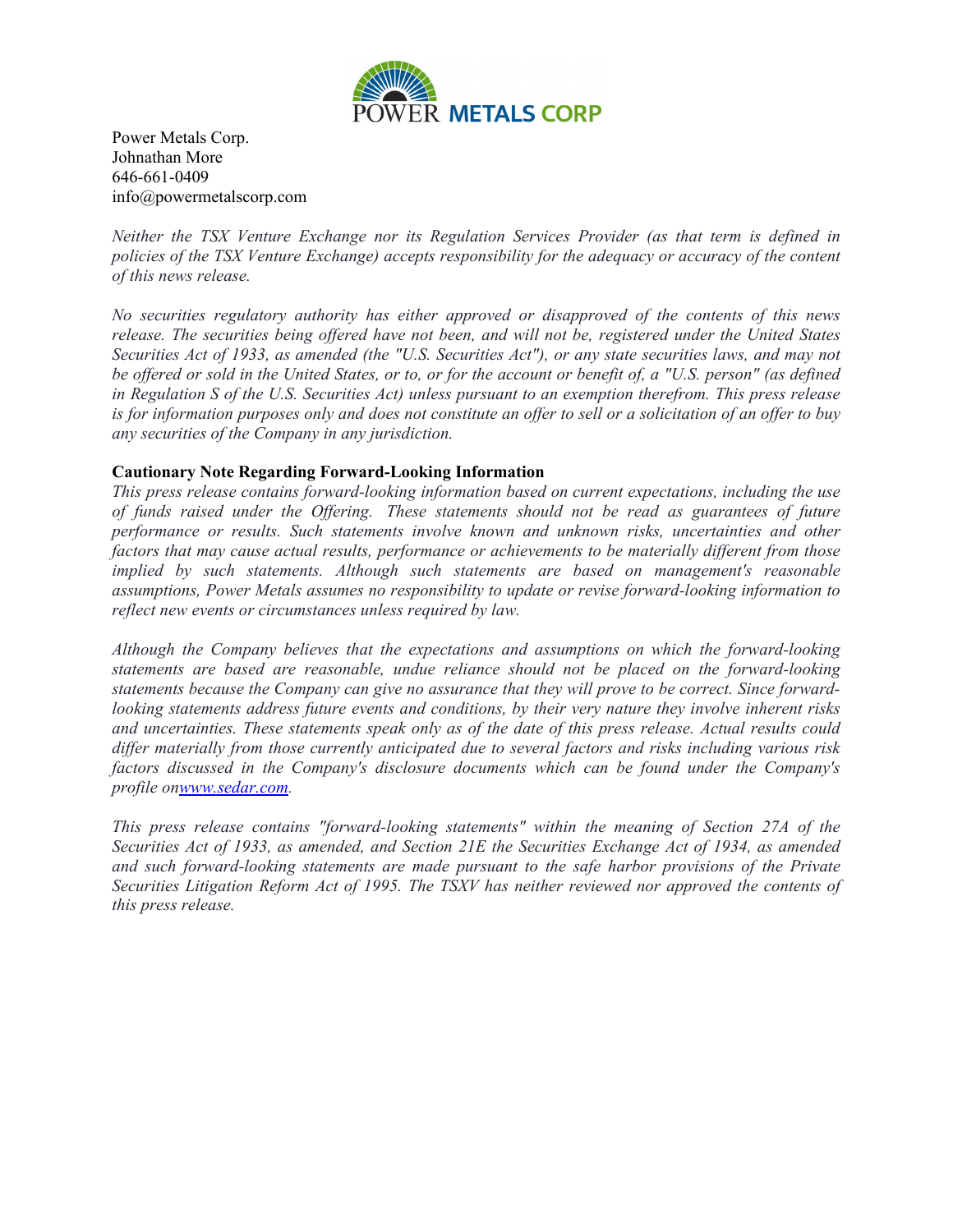Power Metals Corp.
Johnathan More
646-661-0409
info@powermetalscorp.com

*Neither the TSX Venture Exchange nor its Regulation Services Provider (as that term is defined in policies of the TSX Venture Exchange) accepts responsibility for the adequacy or accuracy of the content of this news release.*

*No securities regulatory authority has either approved or disapproved of the contents of this news release. The securities being offered have not been, and will not be, registered under the United States Securities Act of 1933, as amended (the "U.S. Securities Act"), or any state securities laws, and may not be offered or sold in the United States, or to, or for the account or benefit of, a "U.S. person" (as defined in Regulation S of the U.S. Securities Act) unless pursuant to an exemption therefrom. This press release is for information purposes only and does not constitute an offer to sell or a solicitation of an offer to buy any securities of the Company in any jurisdiction.*

**Cautionary Note Regarding Forward-Looking Information**

*This press release contains forward-looking information based on current expectations, including the use of funds raised under the Offering. These statements should not be read as guarantees of future performance or results. Such statements involve known and unknown risks, uncertainties and other factors that may cause actual results, performance or achievements to be materially different from those implied by such statements. Although such statements are based on management's reasonable assumptions, Power Metals assumes no responsibility to update or revise forward-looking information to reflect new events or circumstances unless required by law.*

*Although the Company believes that the expectations and assumptions on which the forward-looking statements are based are reasonable, undue reliance should not be placed on the forward-looking statements because the Company can give no assurance that they will prove to be correct. Since forward-looking statements address future events and conditions, by their very nature they involve inherent risks and uncertainties. These statements speak only as of the date of this press release. Actual results could differ materially from those currently anticipated due to several factors and risks including various risk factors discussed in the Company's disclosure documents which can be found under the Company's profile on[www.sedar.com](http://www.sedar.com).*

*This press release contains "forward-looking statements" within the meaning of Section 27A of the Securities Act of 1933, as amended, and Section 21E the Securities Exchange Act of 1934, as amended and such forward-looking statements are made pursuant to the safe harbor provisions of the Private Securities Litigation Reform Act of 1995. The TSXV has neither reviewed nor approved the contents of this press release.*